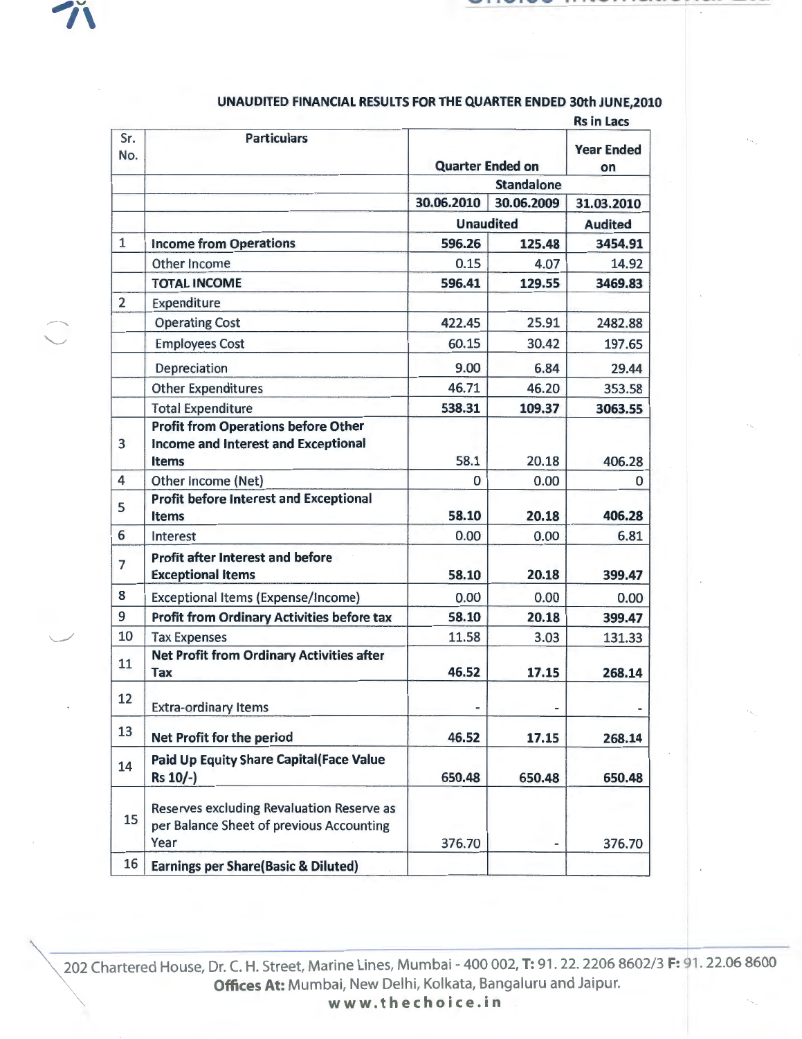## UNAUDITED FINANCIAL RESULTS FOR THE QUARTER ENDED 30th JUNE,2010

Rs in Lacs

| Sr. No. | Particulars | Quarter Ended on | | Year Ended on |
|---|---|---|---|---|
| | | Standalone | | |
| | | 30.06.2010 | 30.06.2009 | 31.03.2010 |
| | | Unaudited | | Audited |
| 1 | **Income from Operations** | **596.26** | **125.48** | **3454.91** |
| | Other Income | 0.15 | 4.07 | 14.92 |
| | **TOTAL INCOME** | **596.41** | **129.55** | **3469.83** |
| 2 | Expenditure | | | |
| | Operating Cost | 422.45 | 25.91 | 2482.88 |
| | Employees Cost | 60.15 | 30.42 | 197.65 |
| | Depreciation | 9.00 | 6.84 | 29.44 |
| | Other Expenditures | 46.71 | 46.20 | 353.58 |
| | Total Expenditure | **538.31** | **109.37** | **3063.55** |
| 3 | **Profit from Operations before Other Income and Interest and Exceptional Items** | 58.1 | 20.18 | 406.28 |
| 4 | Other Income (Net) | 0 | 0.00 | 0 |
| 5 | **Profit before Interest and Exceptional Items** | **58.10** | **20.18** | **406.28** |
| 6 | Interest | 0.00 | 0.00 | 6.81 |
| 7 | **Profit after Interest and before Exceptional Items** | **58.10** | **20.18** | **399.47** |
| 8 | Exceptional Items (Expense/Income) | 0.00 | 0.00 | 0.00 |
| 9 | **Profit from Ordinary Activities before tax** | **58.10** | **20.18** | **399.47** |
| 10 | Tax Expenses | 11.58 | 3.03 | 131.33 |
| 11 | **Net Profit from Ordinary Activities after Tax** | **46.52** | **17.15** | **268.14** |
| 12 | Extra-ordinary Items | - | - | - |
| 13 | **Net Profit for the period** | **46.52** | **17.15** | **268.14** |
| 14 | **Paid Up Equity Share Capital(Face Value Rs 10/-)** | **650.48** | **650.48** | **650.48** |
| 15 | Reserves excluding Revaluation Reserve as per Balance Sheet of previous Accounting Year | 376.70 | - | 376.70 |
| 16 | **Earnings per Share(Basic & Diluted)** | | | |

202 Chartered House, Dr. C. H. Street, Marine Lines, Mumbai - 400 002, **T:** 91. 22. 2206 8602/3 **F:** 91. 22.06 8600
**Offices At:** Mumbai, New Delhi, Kolkata, Bangaluru and Jaipur.
**www.thechoice.in**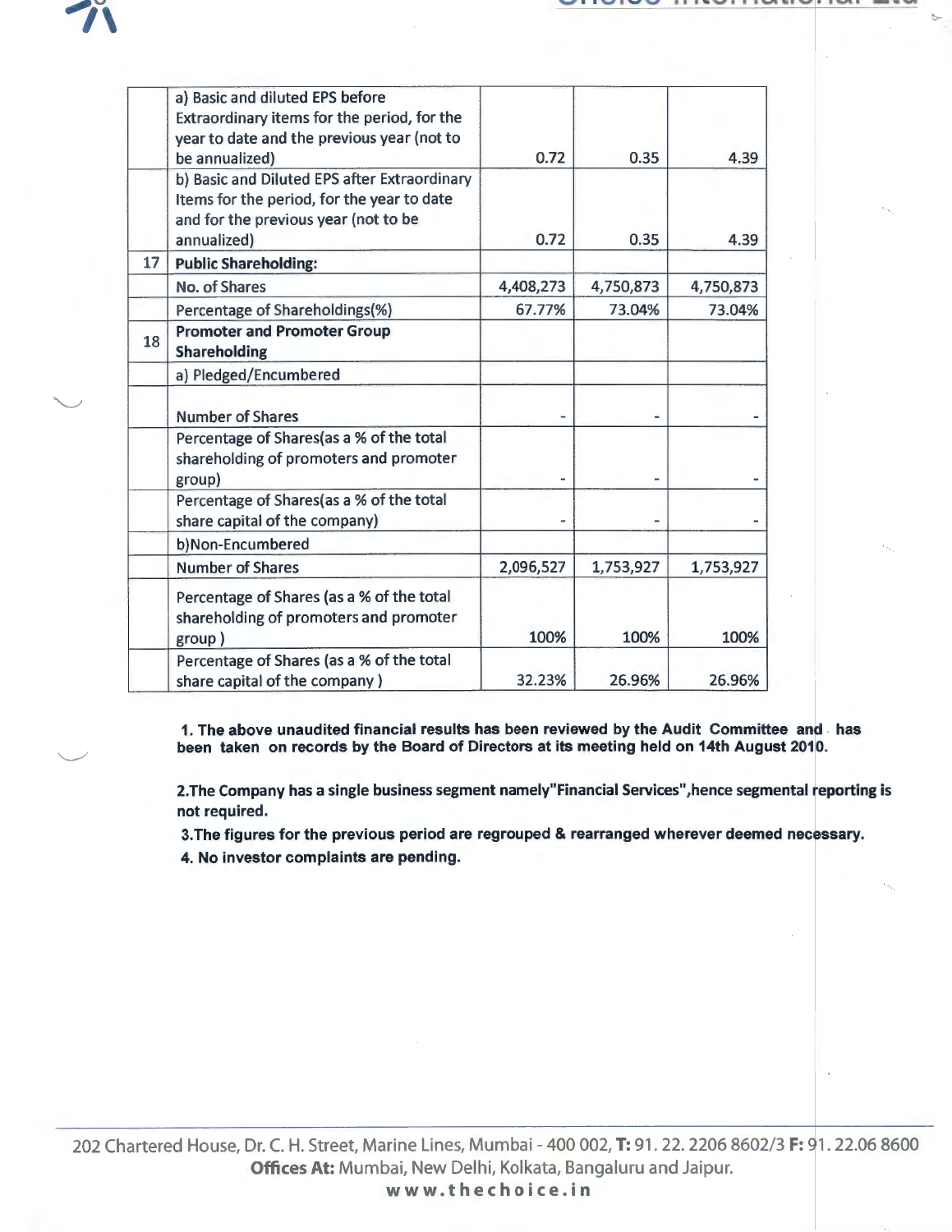|  |  |  |  |  |
|---|---|---|---|---|
|  | a) Basic and diluted EPS before Extraordinary items for the period, for the year to date and the previous year (not to be annualized) | 0.72 | 0.35 | 4.39 |
|  | b) Basic and Diluted EPS after Extraordinary Items for the period, for the year to date and for the previous year (not to be annualized) | 0.72 | 0.35 | 4.39 |
| 17 | **Public Shareholding:** |  |  |  |
|  | No. of Shares | 4,408,273 | 4,750,873 | 4,750,873 |
|  | Percentage of Shareholdings(%) | 67.77% | 73.04% | 73.04% |
| 18 | **Promoter and Promoter Group Shareholding** |  |  |  |
|  | a) Pledged/Encumbered |  |  |  |
|  | Number of Shares | - | - | - |
|  | Percentage of Shares(as a % of the total shareholding of promoters and promoter group) | - | - | - |
|  | Percentage of Shares(as a % of the total share capital of the company) | - | - | - |
|  | b)Non-Encumbered |  |  |  |
|  | Number of Shares | 2,096,527 | 1,753,927 | 1,753,927 |
|  | Percentage of Shares (as a % of the total shareholding of promoters and promoter group ) | 100% | 100% | 100% |
|  | Percentage of Shares (as a % of the total share capital of the company ) | 32.23% | 26.96% | 26.96% |

**1. The above unaudited financial results has been reviewed by the Audit Committee and has been taken on records by the Board of Directors at its meeting held on 14th August 2010.**

**2.The Company has a single business segment namely"Financial Services",hence segmental reporting is not required.**

**3.The figures for the previous period are regrouped & rearranged wherever deemed necessary.**

**4. No investor complaints are pending.**

202 Chartered House, Dr. C. H. Street, Marine Lines, Mumbai - 400 002, **T:** 91. 22. 2206 8602/3 **F:** 91. 22.06 8600
**Offices At:** Mumbai, New Delhi, Kolkata, Bangaluru and Jaipur.
**www.thechoice.in**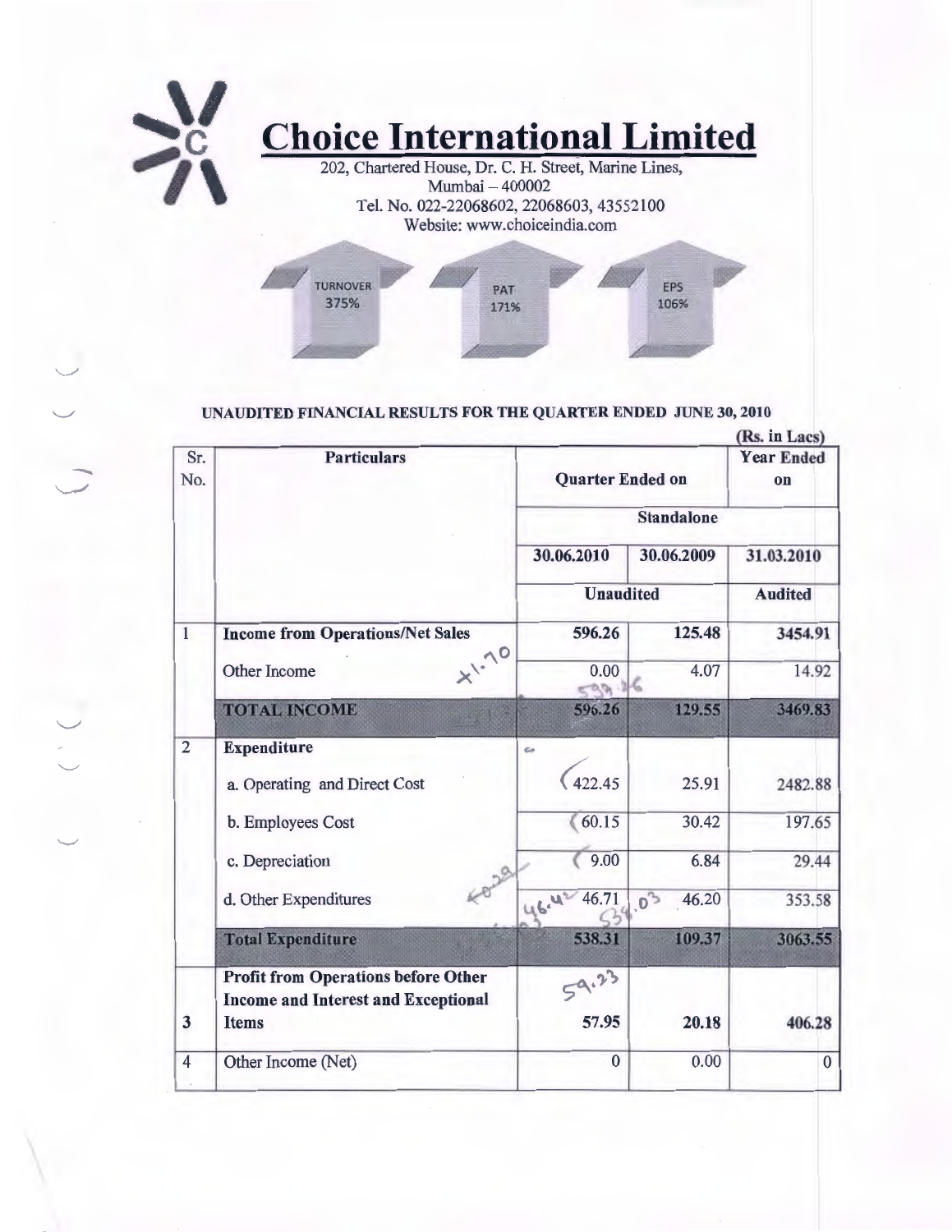# Choice International Limited

202, Chartered House, Dr. C. H. Street, Marine Lines,
Mumbai – 400002
Tel. No. 022-22068602, 22068603, 43552100
Website: www.choiceindia.com

TURNOVER 375% | PAT 171% | EPS 106%

## UNAUDITED FINANCIAL RESULTS FOR THE QUARTER ENDED JUNE 30, 2010

(Rs. in Lacs)

| Sr. No. | Particulars | Quarter Ended on | | Year Ended on |
|---|---|---|---|---|
| | | Standalone | | |
| | | 30.06.2010 | 30.06.2009 | 31.03.2010 |
| | | Unaudited | | Audited |
| 1 | **Income from Operations/Net Sales** | 596.26 | 125.48 | 3454.91 |
| | Other Income | 0.00 | 4.07 | 14.92 |
| | **TOTAL INCOME** | 596.26 | 129.55 | 3469.83 |
| 2 | **Expenditure** | | | |
| | a. Operating and Direct Cost | 422.45 | 25.91 | 2482.88 |
| | b. Employees Cost | 60.15 | 30.42 | 197.65 |
| | c. Depreciation | 9.00 | 6.84 | 29.44 |
| | d. Other Expenditures | 46.71 | 46.20 | 353.58 |
| | **Total Expenditure** | 538.31 | 109.37 | 3063.55 |
| 3 | **Profit from Operations before Other Income and Interest and Exceptional Items** | 57.95 | 20.18 | 406.28 |
| 4 | Other Income (Net) | 0 | 0.00 | 0 |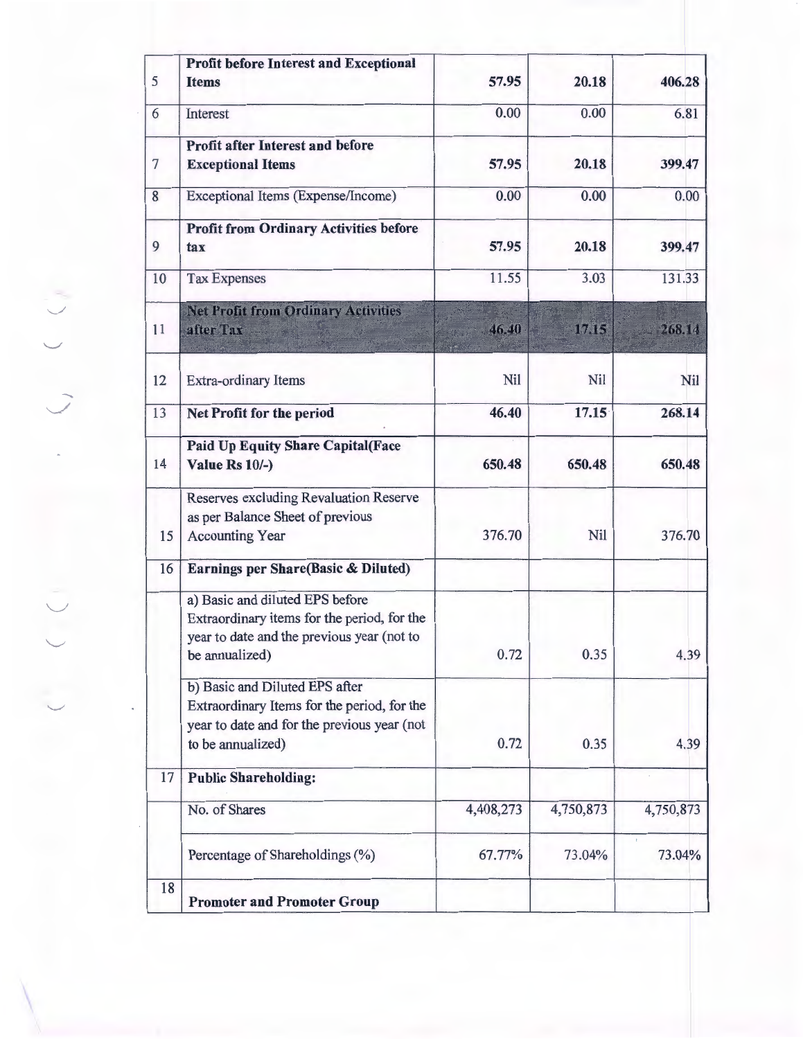| | | | | |
|---|---|---|---|---|
| 5 | **Profit before Interest and Exceptional Items** | **57.95** | **20.18** | **406.28** |
| 6 | Interest | 0.00 | 0.00 | 6.81 |
| 7 | **Profit after Interest and before Exceptional Items** | **57.95** | **20.18** | **399.47** |
| 8 | Exceptional Items (Expense/Income) | 0.00 | 0.00 | 0.00 |
| 9 | **Profit from Ordinary Activities before tax** | **57.95** | **20.18** | **399.47** |
| 10 | Tax Expenses | 11.55 | 3.03 | 131.33 |
| 11 | **Net Profit from Ordinary Activities after Tax** | **46.40** | **17.15** | **268.14** |
| 12 | Extra-ordinary Items | Nil | Nil | Nil |
| 13 | **Net Profit for the period** | **46.40** | **17.15** | **268.14** |
| 14 | **Paid Up Equity Share Capital(Face Value Rs 10/-)** | **650.48** | **650.48** | **650.48** |
| 15 | Reserves excluding Revaluation Reserve as per Balance Sheet of previous Accounting Year | 376.70 | Nil | 376.70 |
| 16 | **Earnings per Share(Basic & Diluted)** | | | |
| | a) Basic and diluted EPS before Extraordinary items for the period, for the year to date and the previous year (not to be annualized) | 0.72 | 0.35 | 4.39 |
| | b) Basic and Diluted EPS after Extraordinary Items for the period, for the year to date and for the previous year (not to be annualized) | 0.72 | 0.35 | 4.39 |
| 17 | **Public Shareholding:** | | | |
| | No. of Shares | 4,408,273 | 4,750,873 | 4,750,873 |
| | Percentage of Shareholdings (%) | 67.77% | 73.04% | 73.04% |
| 18 | **Promoter and Promoter Group** | | | |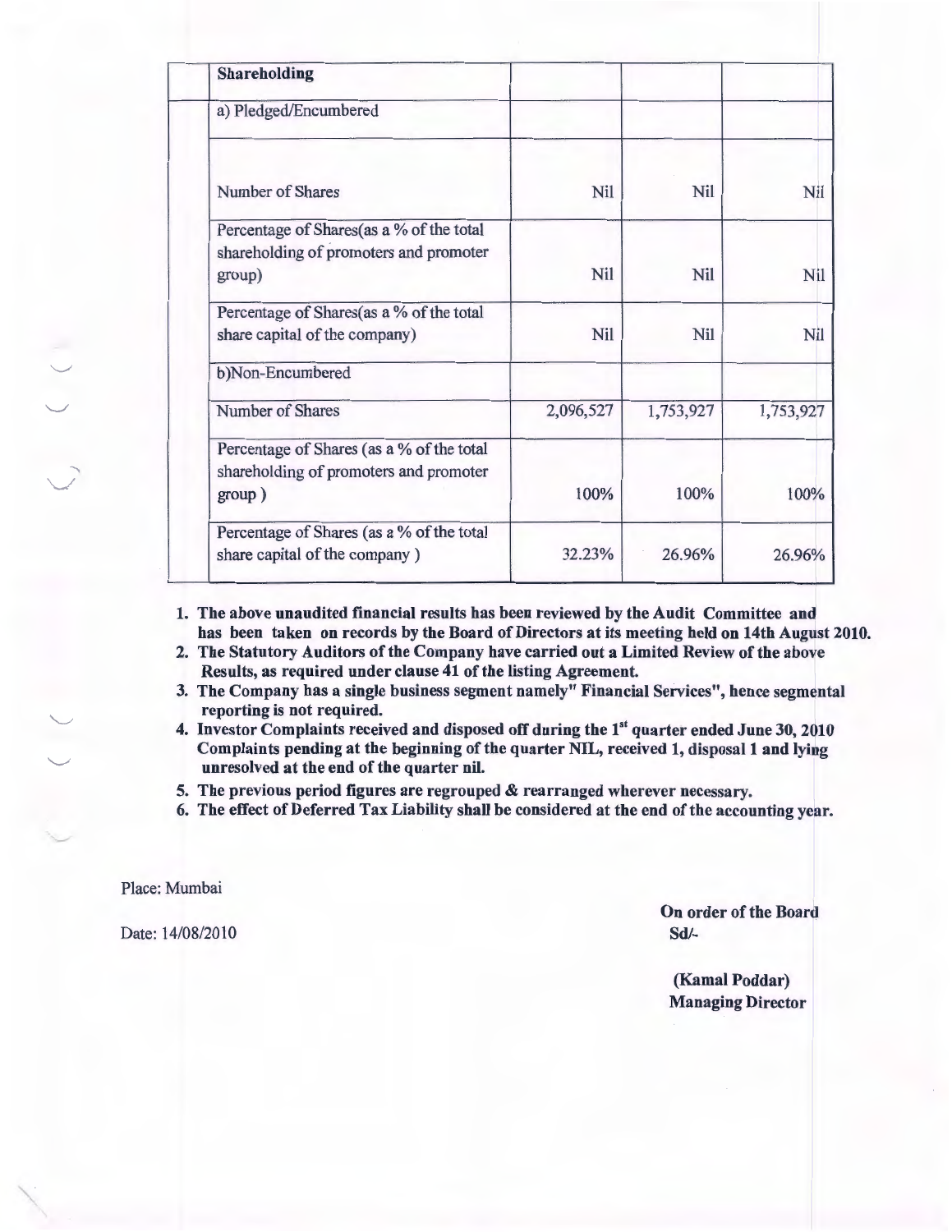| | | | | |
|---|---|---|---|---|
| | **Shareholding** | | | |
| | a) Pledged/Encumbered | | | |
| | Number of Shares | Nil | Nil | Nil |
| | Percentage of Shares(as a % of the total shareholding of promoters and promoter group) | Nil | Nil | Nil |
| | Percentage of Shares(as a % of the total share capital of the company) | Nil | Nil | Nil |
| | b)Non-Encumbered | | | |
| | Number of Shares | 2,096,527 | 1,753,927 | 1,753,927 |
| | Percentage of Shares (as a % of the total shareholding of promoters and promoter group ) | 100% | 100% | 100% |
| | Percentage of Shares (as a % of the total share capital of the company ) | 32.23% | 26.96% | 26.96% |

1. **The above unaudited financial results has been reviewed by the Audit Committee and has been taken on records by the Board of Directors at its meeting held on 14th August 2010.**
2. **The Statutory Auditors of the Company have carried out a Limited Review of the above Results, as required under clause 41 of the listing Agreement.**
3. **The Company has a single business segment namely" Financial Services", hence segmental reporting is not required.**
4. **Investor Complaints received and disposed off during the 1st quarter ended June 30, 2010 Complaints pending at the beginning of the quarter NIL, received 1, disposal 1 and lying unresolved at the end of the quarter nil.**
5. **The previous period figures are regrouped & rearranged wherever necessary.**
6. **The effect of Deferred Tax Liability shall be considered at the end of the accounting year.**

Place: Mumbai

Date: 14/08/2010

**On order of the Board**
**Sd/-**

**(Kamal Poddar)**
**Managing Director**